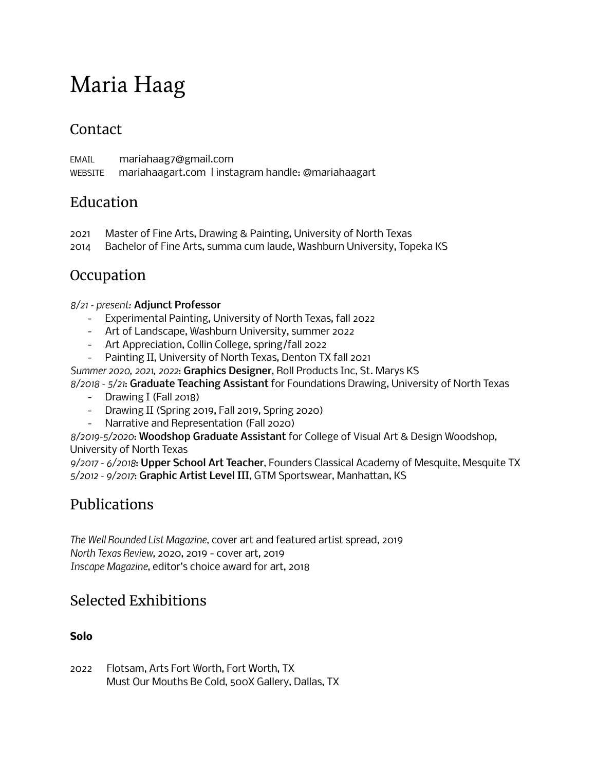# Maria Haag

## Contact

EMAIL mariahaag7@gmail.com
WEBSITE mariahaagart.com | instagram handle: @mariahaagart

## Education

2021 Master of Fine Arts, Drawing & Painting, University of North Texas
2014 Bachelor of Fine Arts, summa cum laude, Washburn University, Topeka KS

## Occupation

*8/21 - present:* **Adjunct Professor**

- Experimental Painting, University of North Texas, fall 2022
- Art of Landscape, Washburn University, summer 2022
- Art Appreciation, Collin College, spring/fall 2022
- Painting II, University of North Texas, Denton TX fall 2021

*Summer 2020, 2021, 2022*: **Graphics Designer**, Roll Products Inc, St. Marys KS
*8/2018 - 5/21*: **Graduate Teaching Assistant** for Foundations Drawing, University of North Texas

- Drawing I (Fall 2018)
- Drawing II (Spring 2019, Fall 2019, Spring 2020)
- Narrative and Representation (Fall 2020)

*8/2019-5/2020*: **Woodshop Graduate Assistant** for College of Visual Art & Design Woodshop, University of North Texas
*9/2017 - 6/2018*: **Upper School Art Teacher**, Founders Classical Academy of Mesquite, Mesquite TX
*5/2012 - 9/2017*: **Graphic Artist Level III**, GTM Sportswear, Manhattan, KS

## Publications

*The Well Rounded List Magazine*, cover art and featured artist spread, 2019
*North Texas Review*, 2020, 2019 - cover art, 2019
*Inscape Magazine*, editor's choice award for art, 2018

## Selected Exhibitions

### Solo

2022 Flotsam, Arts Fort Worth, Fort Worth, TX
Must Our Mouths Be Cold, 500X Gallery, Dallas, TX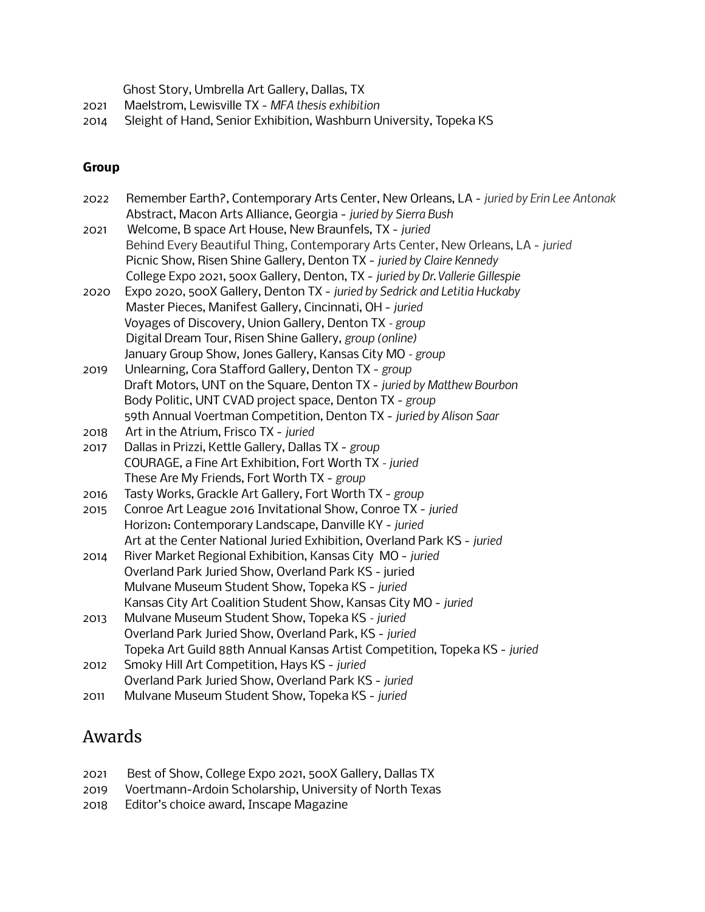Ghost Story, Umbrella Art Gallery, Dallas, TX

2021 Maelstrom, Lewisville TX - *MFA thesis exhibition*

2014 Sleight of Hand, Senior Exhibition, Washburn University, Topeka KS

**Group**

2022 Remember Earth?, Contemporary Arts Center, New Orleans, LA - *juried by Erin Lee Antonak*
Abstract, Macon Arts Alliance, Georgia - *juried by Sierra Bush*

2021 Welcome, B space Art House, New Braunfels, TX - *juried*
Behind Every Beautiful Thing, Contemporary Arts Center, New Orleans, LA - *juried*
Picnic Show, Risen Shine Gallery, Denton TX - *juried by Claire Kennedy*
College Expo 2021, 500x Gallery, Denton, TX - *juried by Dr. Vallerie Gillespie*

2020 Expo 2020, 500X Gallery, Denton TX - *juried by Sedrick and Letitia Huckaby*
Master Pieces, Manifest Gallery, Cincinnati, OH - *juried*
Voyages of Discovery, Union Gallery, Denton TX - *group*
Digital Dream Tour, Risen Shine Gallery, *group (online)*
January Group Show, Jones Gallery, Kansas City MO - *group*

2019 Unlearning, Cora Stafford Gallery, Denton TX - *group*
Draft Motors, UNT on the Square, Denton TX - *juried by Matthew Bourbon*
Body Politic, UNT CVAD project space, Denton TX - *group*
59th Annual Voertman Competition, Denton TX - *juried by Alison Saar*

2018 Art in the Atrium, Frisco TX - *juried*

2017 Dallas in Prizzi, Kettle Gallery, Dallas TX - *group*
COURAGE, a Fine Art Exhibition, Fort Worth TX - *juried*
These Are My Friends, Fort Worth TX - *group*

2016 Tasty Works, Grackle Art Gallery, Fort Worth TX - *group*

2015 Conroe Art League 2016 Invitational Show, Conroe TX - *juried*
Horizon: Contemporary Landscape, Danville KY - *juried*
Art at the Center National Juried Exhibition, Overland Park KS - *juried*

2014 River Market Regional Exhibition, Kansas City MO - *juried*
Overland Park Juried Show, Overland Park KS - juried
Mulvane Museum Student Show, Topeka KS - *juried*
Kansas City Art Coalition Student Show, Kansas City MO - *juried*

2013 Mulvane Museum Student Show, Topeka KS - *juried*
Overland Park Juried Show, Overland Park, KS - *juried*
Topeka Art Guild 88th Annual Kansas Artist Competition, Topeka KS - *juried*

2012 Smoky Hill Art Competition, Hays KS - *juried*
Overland Park Juried Show, Overland Park KS - *juried*

2011 Mulvane Museum Student Show, Topeka KS - *juried*

## Awards

2021 Best of Show, College Expo 2021, 500X Gallery, Dallas TX

2019 Voertmann-Ardoin Scholarship, University of North Texas

2018 Editor's choice award, Inscape Magazine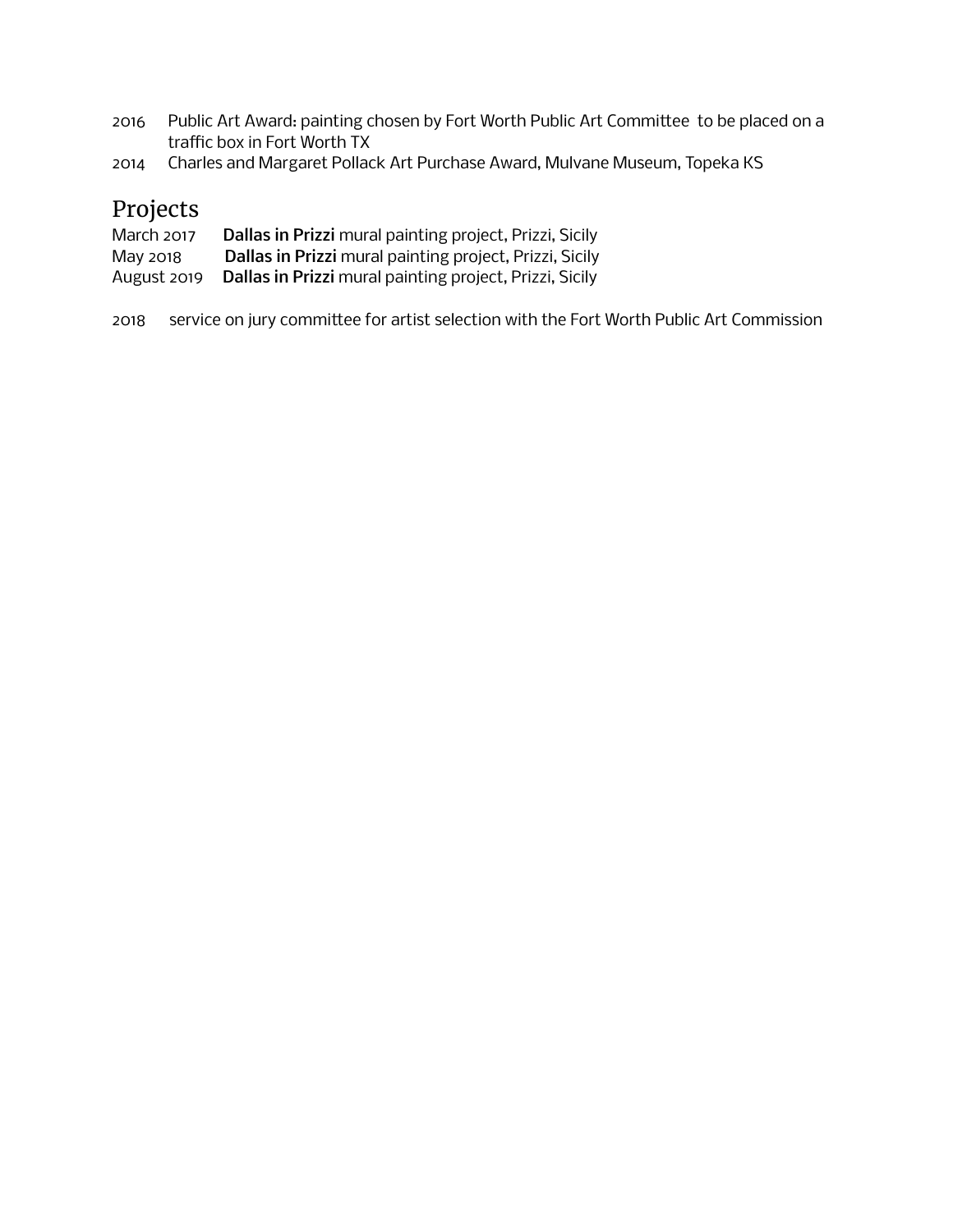2016 Public Art Award: painting chosen by Fort Worth Public Art Committee to be placed on a traffic box in Fort Worth TX

2014 Charles and Margaret Pollack Art Purchase Award, Mulvane Museum, Topeka KS

## Projects

March 2017 **Dallas in Prizzi** mural painting project, Prizzi, Sicily

May 2018 **Dallas in Prizzi** mural painting project, Prizzi, Sicily

August 2019 **Dallas in Prizzi** mural painting project, Prizzi, Sicily

2018 service on jury committee for artist selection with the Fort Worth Public Art Commission